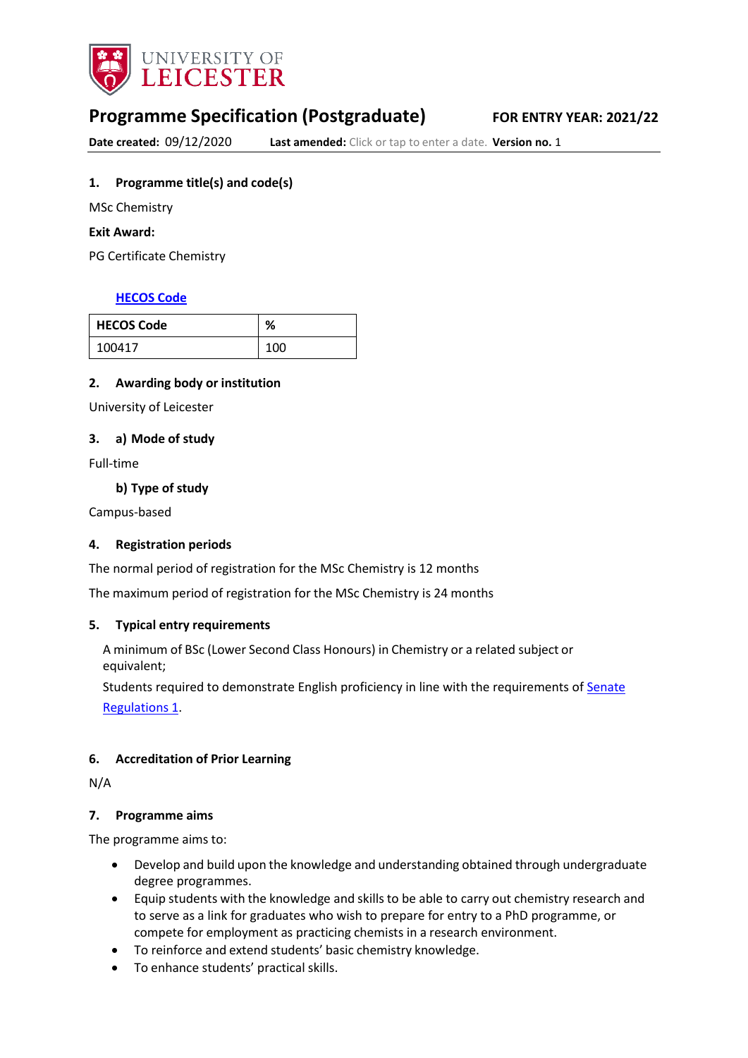UNIVERSITY OF LEICESTER

# Programme Specification (Postgraduate)

**FOR ENTRY YEAR: 2021/22**

**Date created:** 09/12/2020 **Last amended:** Click or tap to enter a date. **Version no.** 1

## 1. Programme title(s) and code(s)

MSc Chemistry

**Exit Award:**

PG Certificate Chemistry

**HECOS Code**

| HECOS Code | % |
|---|---|
| 100417 | 100 |

## 2. Awarding body or institution

University of Leicester

## 3. a) Mode of study

Full-time

### b) Type of study

Campus-based

## 4. Registration periods

The normal period of registration for the MSc Chemistry is 12 months

The maximum period of registration for the MSc Chemistry is 24 months

## 5. Typical entry requirements

A minimum of BSc (Lower Second Class Honours) in Chemistry or a related subject or equivalent;

Students required to demonstrate English proficiency in line with the requirements of Senate Regulations 1.

## 6. Accreditation of Prior Learning

N/A

## 7. Programme aims

The programme aims to:

- Develop and build upon the knowledge and understanding obtained through undergraduate degree programmes.
- Equip students with the knowledge and skills to be able to carry out chemistry research and to serve as a link for graduates who wish to prepare for entry to a PhD programme, or compete for employment as practicing chemists in a research environment.
- To reinforce and extend students' basic chemistry knowledge.
- To enhance students' practical skills.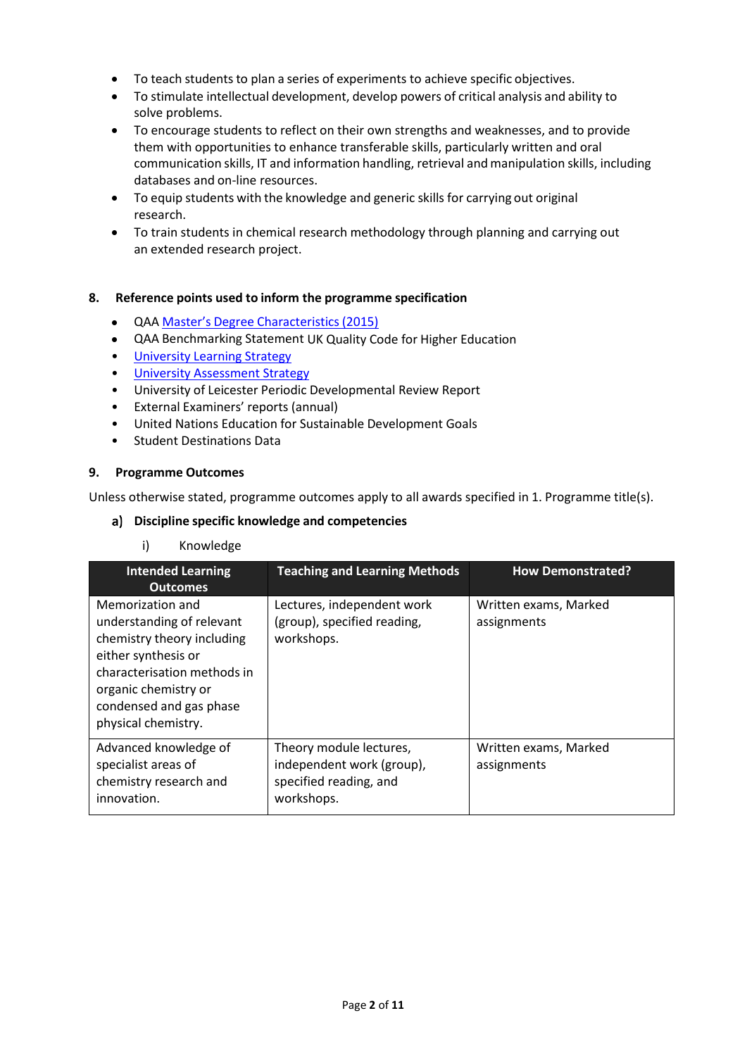- To teach students to plan a series of experiments to achieve specific objectives.
- To stimulate intellectual development, develop powers of critical analysis and ability to solve problems.
- To encourage students to reflect on their own strengths and weaknesses, and to provide them with opportunities to enhance transferable skills, particularly written and oral communication skills, IT and information handling, retrieval and manipulation skills, including databases and on-line resources.
- To equip students with the knowledge and generic skills for carrying out original research.
- To train students in chemical research methodology through planning and carrying out an extended research project.

## 8. Reference points used to inform the programme specification

- QAA Master's Degree Characteristics (2015)
- QAA Benchmarking Statement UK Quality Code for Higher Education
- University Learning Strategy
- University Assessment Strategy
- University of Leicester Periodic Developmental Review Report
- External Examiners' reports (annual)
- United Nations Education for Sustainable Development Goals
- Student Destinations Data

## 9. Programme Outcomes

Unless otherwise stated, programme outcomes apply to all awards specified in 1. Programme title(s).

### a) Discipline specific knowledge and competencies

i) Knowledge

| Intended Learning Outcomes | Teaching and Learning Methods | How Demonstrated? |
|---|---|---|
| Memorization and understanding of relevant chemistry theory including either synthesis or characterisation methods in organic chemistry or condensed and gas phase physical chemistry. | Lectures, independent work (group), specified reading, workshops. | Written exams, Marked assignments |
| Advanced knowledge of specialist areas of chemistry research and innovation. | Theory module lectures, independent work (group), specified reading, and workshops. | Written exams, Marked assignments |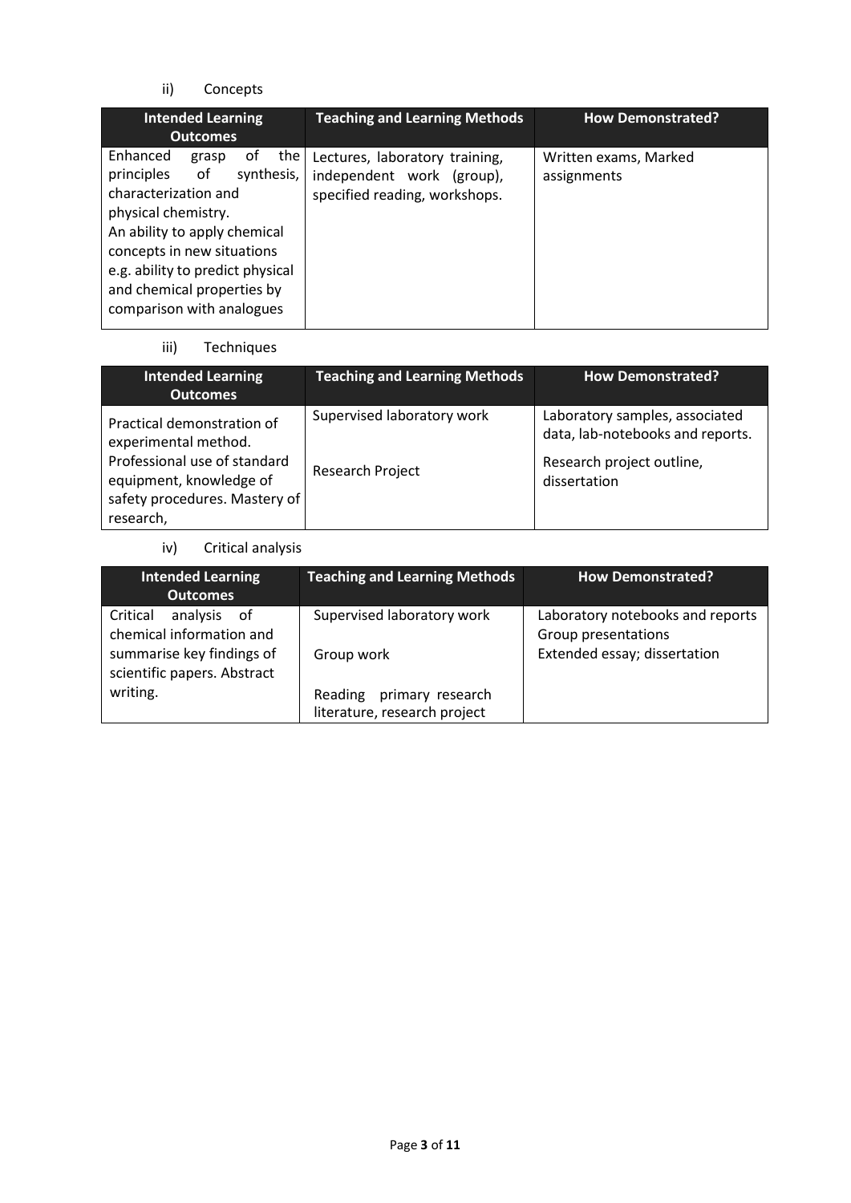ii) Concepts

| Intended Learning Outcomes | Teaching and Learning Methods | How Demonstrated? |
|---|---|---|
| Enhanced grasp of the principles of synthesis, characterization and physical chemistry. An ability to apply chemical concepts in new situations e.g. ability to predict physical and chemical properties by comparison with analogues | Lectures, laboratory training, independent work (group), specified reading, workshops. | Written exams, Marked assignments |

iii) Techniques

| Intended Learning Outcomes | Teaching and Learning Methods | How Demonstrated? |
|---|---|---|
| Practical demonstration of experimental method. Professional use of standard equipment, knowledge of safety procedures. Mastery of research, | Supervised laboratory work<br><br>Research Project | Laboratory samples, associated data, lab-notebooks and reports.<br><br>Research project outline, dissertation |

iv) Critical analysis

| Intended Learning Outcomes | Teaching and Learning Methods | How Demonstrated? |
|---|---|---|
| Critical analysis of chemical information and summarise key findings of scientific papers. Abstract writing. | Supervised laboratory work<br><br>Group work<br><br>Reading primary research literature, research project | Laboratory notebooks and reports<br>Group presentations<br>Extended essay; dissertation |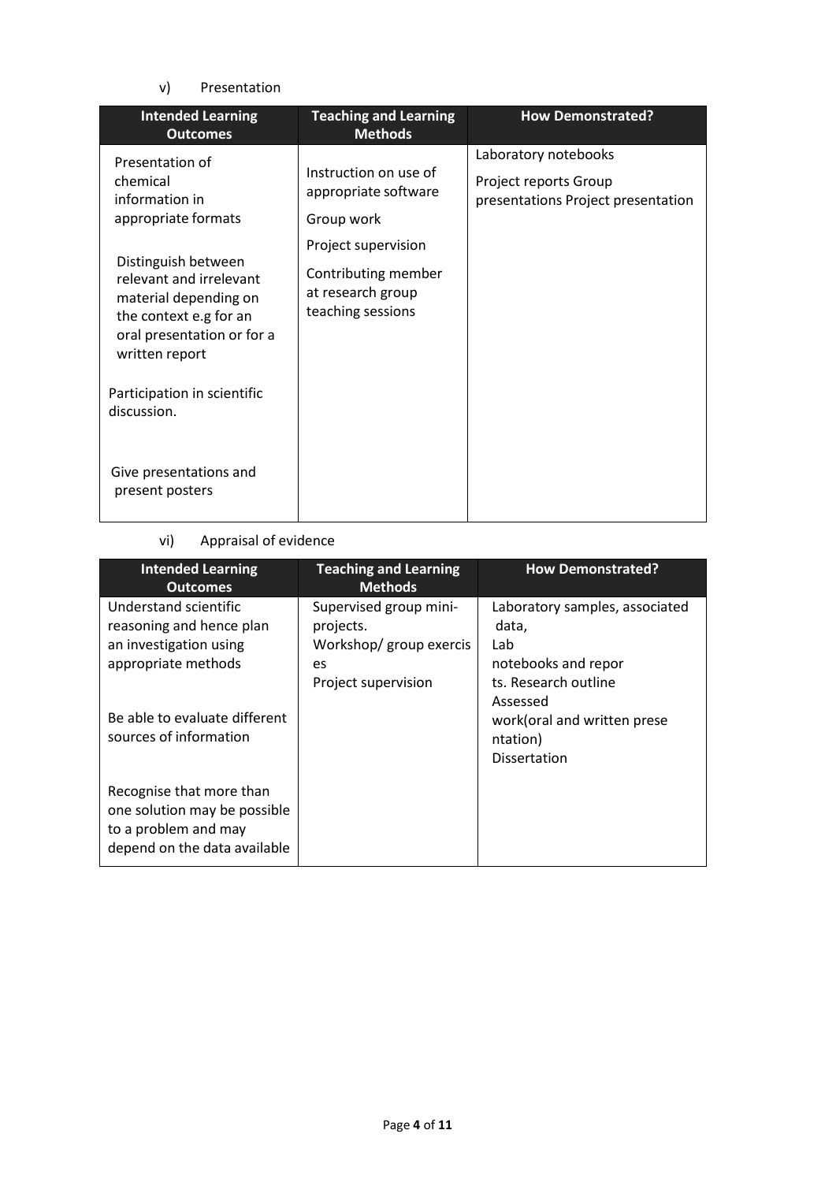v) Presentation

| Intended Learning Outcomes | Teaching and Learning Methods | How Demonstrated? |
| --- | --- | --- |
| Presentation of chemical information in appropriate formats<br><br>Distinguish between relevant and irrelevant material depending on the context e.g for an oral presentation or for a written report<br><br>Participation in scientific discussion.<br><br>Give presentations and present posters | Instruction on use of appropriate software<br><br>Group work<br><br>Project supervision<br><br>Contributing member at research group teaching sessions | Laboratory notebooks<br><br>Project reports Group presentations Project presentation |

vi) Appraisal of evidence

| Intended Learning Outcomes | Teaching and Learning Methods | How Demonstrated? |
| --- | --- | --- |
| Understand scientific reasoning and hence plan an investigation using appropriate methods<br><br>Be able to evaluate different sources of information<br><br>Recognise that more than one solution may be possible to a problem and may depend on the data available | Supervised group mini-projects.<br>Workshop/ group exercises<br>Project supervision | Laboratory samples, associated data,<br>Lab notebooks and reports. Research outline<br>Assessed work(oral and written presentation)<br>Dissertation |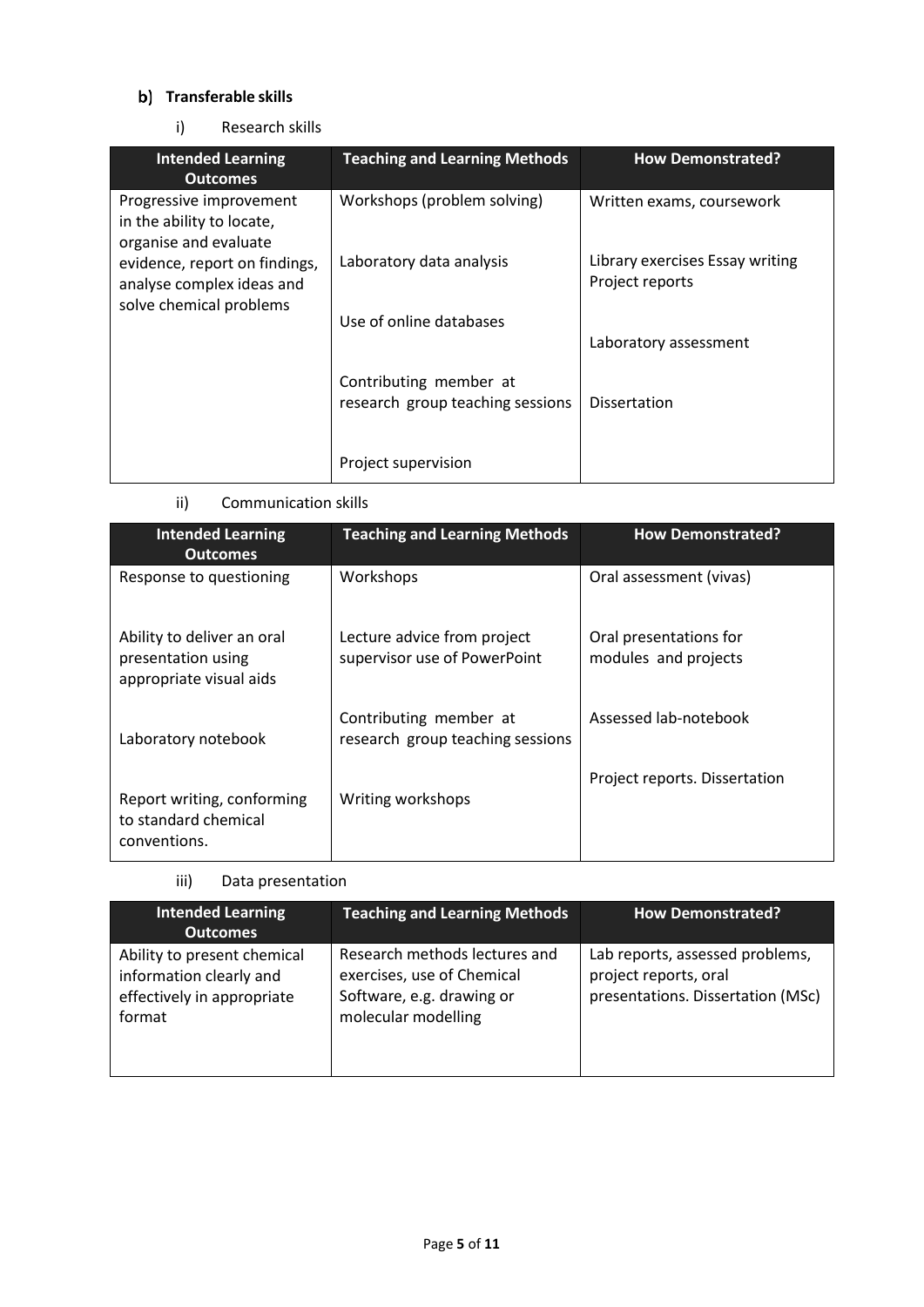## b) Transferable skills

### i) Research skills

| Intended Learning Outcomes | Teaching and Learning Methods | How Demonstrated? |
|---|---|---|
| Progressive improvement in the ability to locate, organise and evaluate evidence, report on findings, analyse complex ideas and solve chemical problems | Workshops (problem solving)<br><br>Laboratory data analysis<br><br>Use of online databases<br><br>Contributing member at research group teaching sessions<br><br>Project supervision | Written exams, coursework<br><br>Library exercises Essay writing Project reports<br><br>Laboratory assessment<br><br>Dissertation |

### ii) Communication skills

| Intended Learning Outcomes | Teaching and Learning Methods | How Demonstrated? |
|---|---|---|
| Response to questioning | Workshops | Oral assessment (vivas) |
| Ability to deliver an oral presentation using appropriate visual aids | Lecture advice from project supervisor use of PowerPoint | Oral presentations for modules and projects |
| Laboratory notebook | Contributing member at research group teaching sessions | Assessed lab-notebook |
| Report writing, conforming to standard chemical conventions. | Writing workshops | Project reports. Dissertation |

### iii) Data presentation

| Intended Learning Outcomes | Teaching and Learning Methods | How Demonstrated? |
|---|---|---|
| Ability to present chemical information clearly and effectively in appropriate format | Research methods lectures and exercises, use of Chemical Software, e.g. drawing or molecular modelling | Lab reports, assessed problems, project reports, oral presentations. Dissertation (MSc) |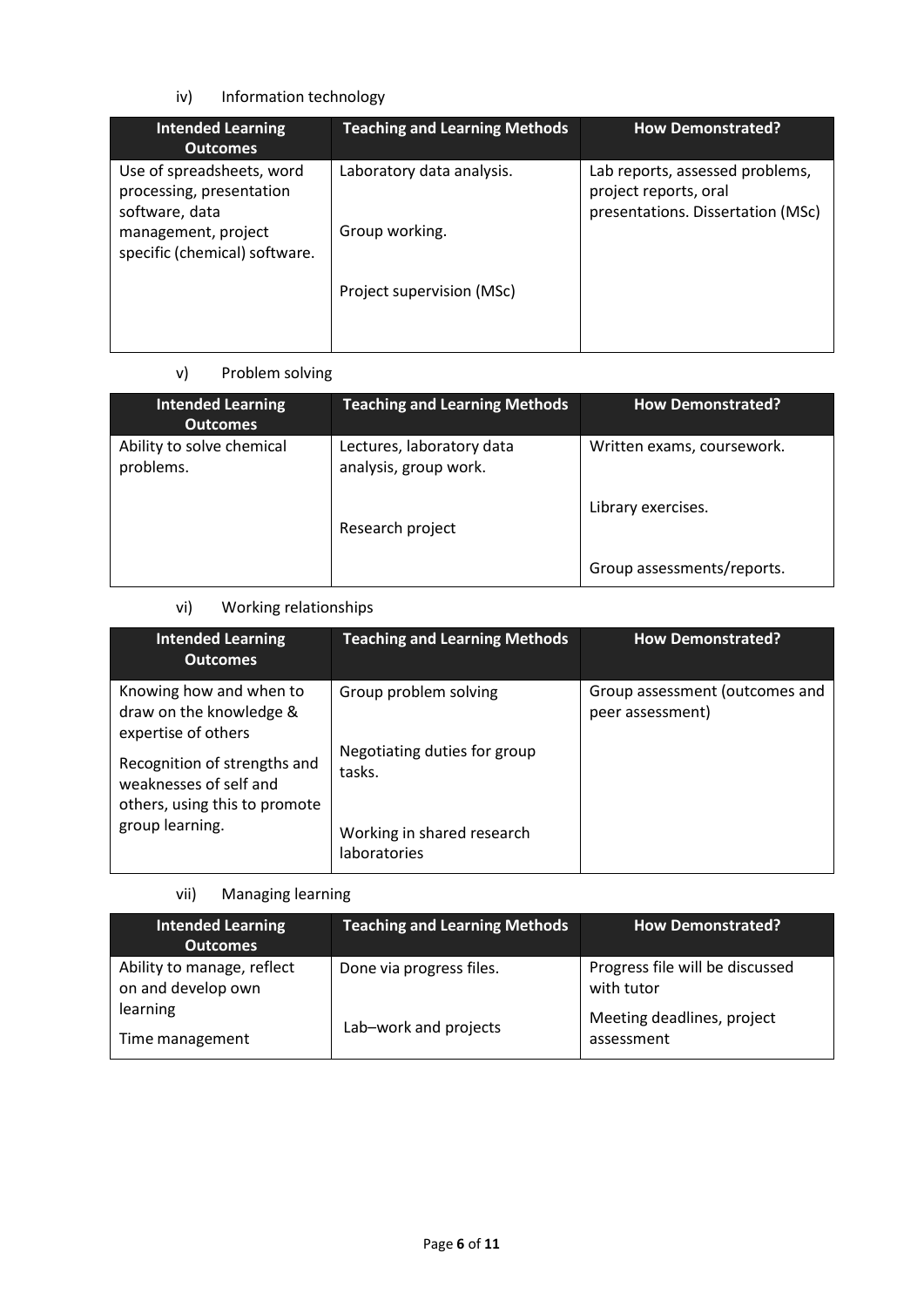iv) Information technology

| Intended Learning Outcomes | Teaching and Learning Methods | How Demonstrated? |
| --- | --- | --- |
| Use of spreadsheets, word processing, presentation software, data management, project specific (chemical) software. | Laboratory data analysis.<br><br>Group working.<br><br>Project supervision (MSc) | Lab reports, assessed problems, project reports, oral presentations. Dissertation (MSc) |

v) Problem solving

| Intended Learning Outcomes | Teaching and Learning Methods | How Demonstrated? |
| --- | --- | --- |
| Ability to solve chemical problems. | Lectures, laboratory data analysis, group work.<br><br>Research project | Written exams, coursework.<br><br>Library exercises.<br><br>Group assessments/reports. |

vi) Working relationships

| Intended Learning Outcomes | Teaching and Learning Methods | How Demonstrated? |
| --- | --- | --- |
| Knowing how and when to draw on the knowledge & expertise of others<br><br>Recognition of strengths and weaknesses of self and others, using this to promote group learning. | Group problem solving<br><br>Negotiating duties for group tasks.<br><br>Working in shared research laboratories | Group assessment (outcomes and peer assessment) |

vii) Managing learning

| Intended Learning Outcomes | Teaching and Learning Methods | How Demonstrated? |
| --- | --- | --- |
| Ability to manage, reflect on and develop own learning<br><br>Time management | Done via progress files.<br><br>Lab–work and projects | Progress file will be discussed with tutor<br><br>Meeting deadlines, project assessment |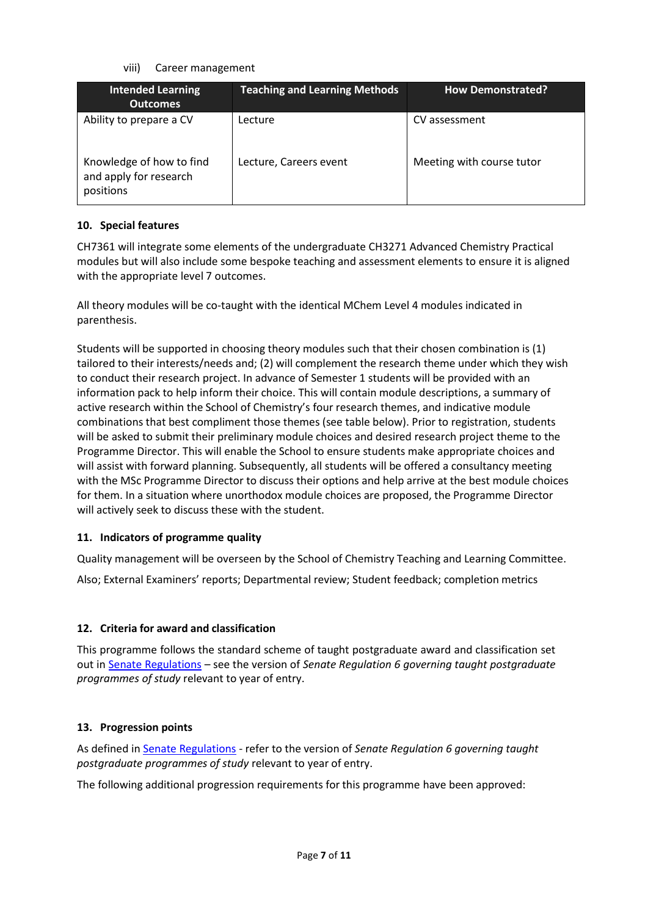viii) Career management

| Intended Learning Outcomes | Teaching and Learning Methods | How Demonstrated? |
|---|---|---|
| Ability to prepare a CV | Lecture | CV assessment |
| Knowledge of how to find and apply for research positions | Lecture, Careers event | Meeting with course tutor |

## 10. Special features

CH7361 will integrate some elements of the undergraduate CH3271 Advanced Chemistry Practical modules but will also include some bespoke teaching and assessment elements to ensure it is aligned with the appropriate level 7 outcomes.

All theory modules will be co-taught with the identical MChem Level 4 modules indicated in parenthesis.

Students will be supported in choosing theory modules such that their chosen combination is (1) tailored to their interests/needs and; (2) will complement the research theme under which they wish to conduct their research project. In advance of Semester 1 students will be provided with an information pack to help inform their choice. This will contain module descriptions, a summary of active research within the School of Chemistry's four research themes, and indicative module combinations that best compliment those themes (see table below). Prior to registration, students will be asked to submit their preliminary module choices and desired research project theme to the Programme Director. This will enable the School to ensure students make appropriate choices and will assist with forward planning. Subsequently, all students will be offered a consultancy meeting with the MSc Programme Director to discuss their options and help arrive at the best module choices for them. In a situation where unorthodox module choices are proposed, the Programme Director will actively seek to discuss these with the student.

## 11. Indicators of programme quality

Quality management will be overseen by the School of Chemistry Teaching and Learning Committee.

Also; External Examiners' reports; Departmental review; Student feedback; completion metrics

## 12. Criteria for award and classification

This programme follows the standard scheme of taught postgraduate award and classification set out in Senate Regulations – see the version of *Senate Regulation 6 governing taught postgraduate programmes of study* relevant to year of entry.

## 13. Progression points

As defined in Senate Regulations - refer to the version of *Senate Regulation 6 governing taught postgraduate programmes of study* relevant to year of entry.

The following additional progression requirements for this programme have been approved: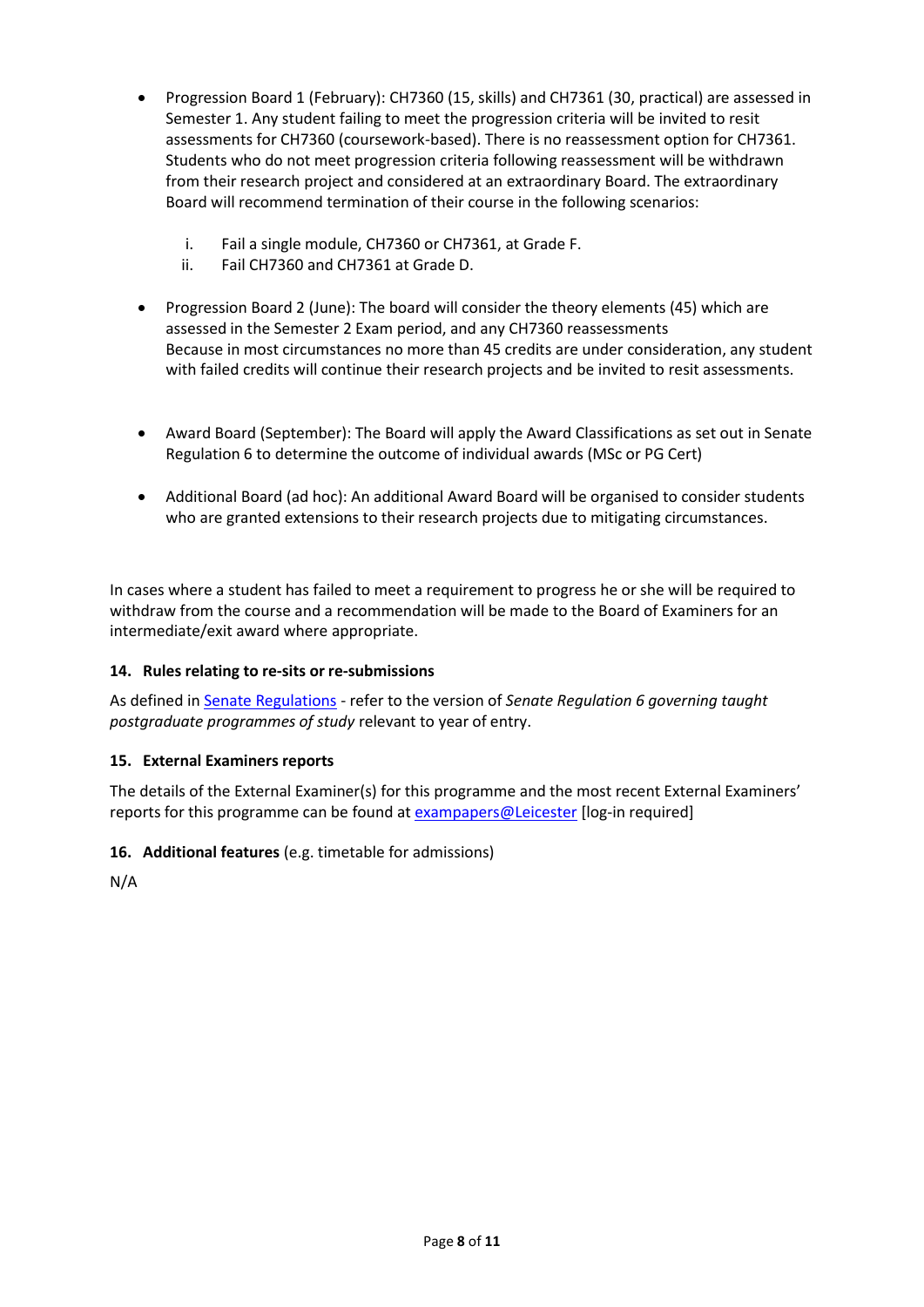- Progression Board 1 (February): CH7360 (15, skills) and CH7361 (30, practical) are assessed in Semester 1. Any student failing to meet the progression criteria will be invited to resit assessments for CH7360 (coursework-based). There is no reassessment option for CH7361. Students who do not meet progression criteria following reassessment will be withdrawn from their research project and considered at an extraordinary Board. The extraordinary Board will recommend termination of their course in the following scenarios:

  i. Fail a single module, CH7360 or CH7361, at Grade F.
  ii. Fail CH7360 and CH7361 at Grade D.

- Progression Board 2 (June): The board will consider the theory elements (45) which are assessed in the Semester 2 Exam period, and any CH7360 reassessments
  Because in most circumstances no more than 45 credits are under consideration, any student with failed credits will continue their research projects and be invited to resit assessments.

- Award Board (September): The Board will apply the Award Classifications as set out in Senate Regulation 6 to determine the outcome of individual awards (MSc or PG Cert)

- Additional Board (ad hoc): An additional Award Board will be organised to consider students who are granted extensions to their research projects due to mitigating circumstances.

In cases where a student has failed to meet a requirement to progress he or she will be required to withdraw from the course and a recommendation will be made to the Board of Examiners for an intermediate/exit award where appropriate.

### 14. Rules relating to re-sits or re-submissions

As defined in Senate Regulations - refer to the version of *Senate Regulation 6 governing taught postgraduate programmes of study* relevant to year of entry.

### 15. External Examiners reports

The details of the External Examiner(s) for this programme and the most recent External Examiners' reports for this programme can be found at exampapers@Leicester [log-in required]

### 16. Additional features (e.g. timetable for admissions)

N/A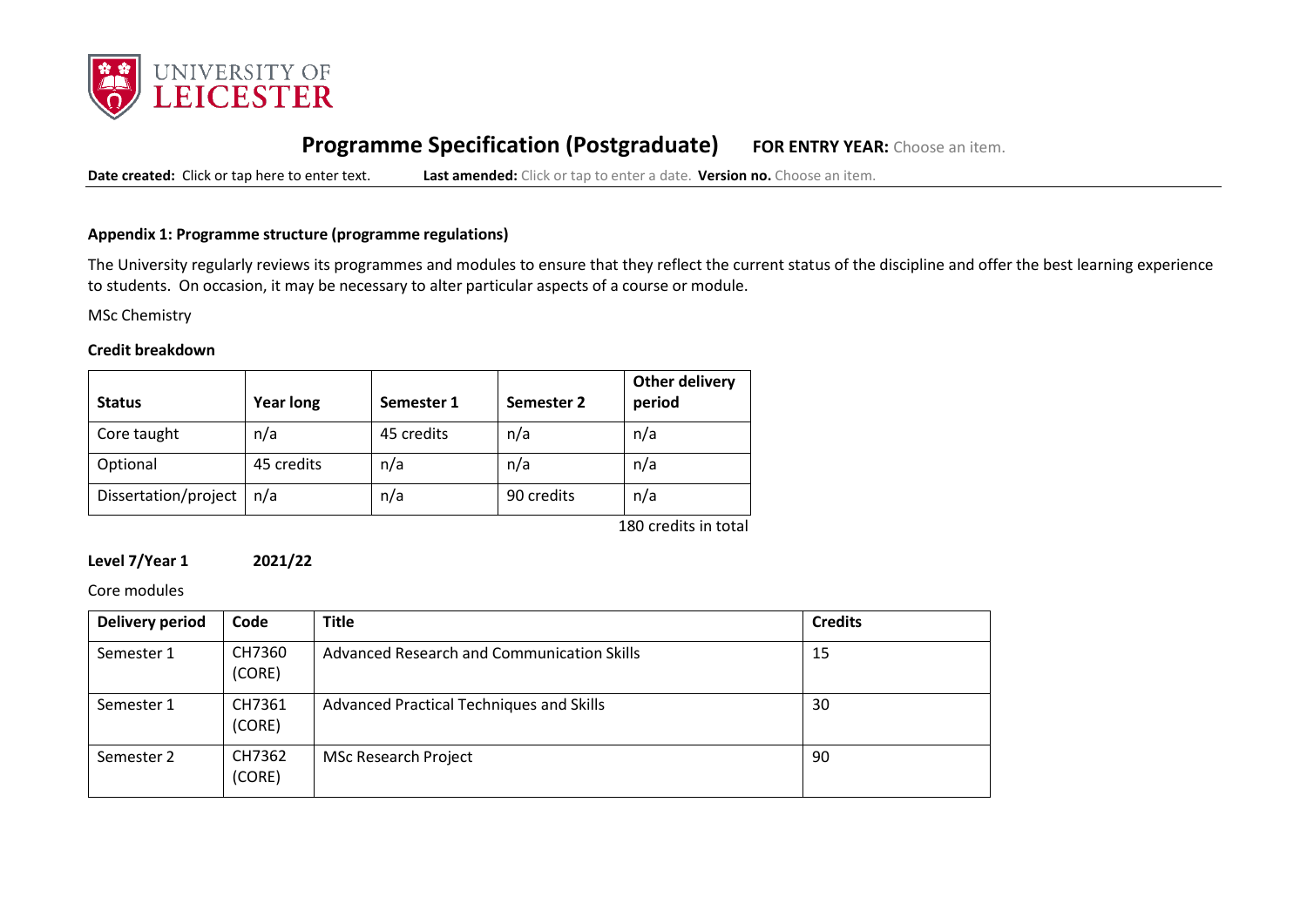## Appendix 1: Programme structure (programme regulations)

The University regularly reviews its programmes and modules to ensure that they reflect the current status of the discipline and offer the best learning experience to students. On occasion, it may be necessary to alter particular aspects of a course or module.

MSc Chemistry

**Credit breakdown**

| Status | Year long | Semester 1 | Semester 2 | Other delivery period |
|---|---|---|---|---|
| Core taught | n/a | 45 credits | n/a | n/a |
| Optional | 45 credits | n/a | n/a | n/a |
| Dissertation/project | n/a | n/a | 90 credits | n/a |

180 credits in total

**Level 7/Year 1** **2021/22**

Core modules

| Delivery period | Code | Title | Credits |
|---|---|---|---|
| Semester 1 | CH7360 (CORE) | Advanced Research and Communication Skills | 15 |
| Semester 1 | CH7361 (CORE) | Advanced Practical Techniques and Skills | 30 |
| Semester 2 | CH7362 (CORE) | MSc Research Project | 90 |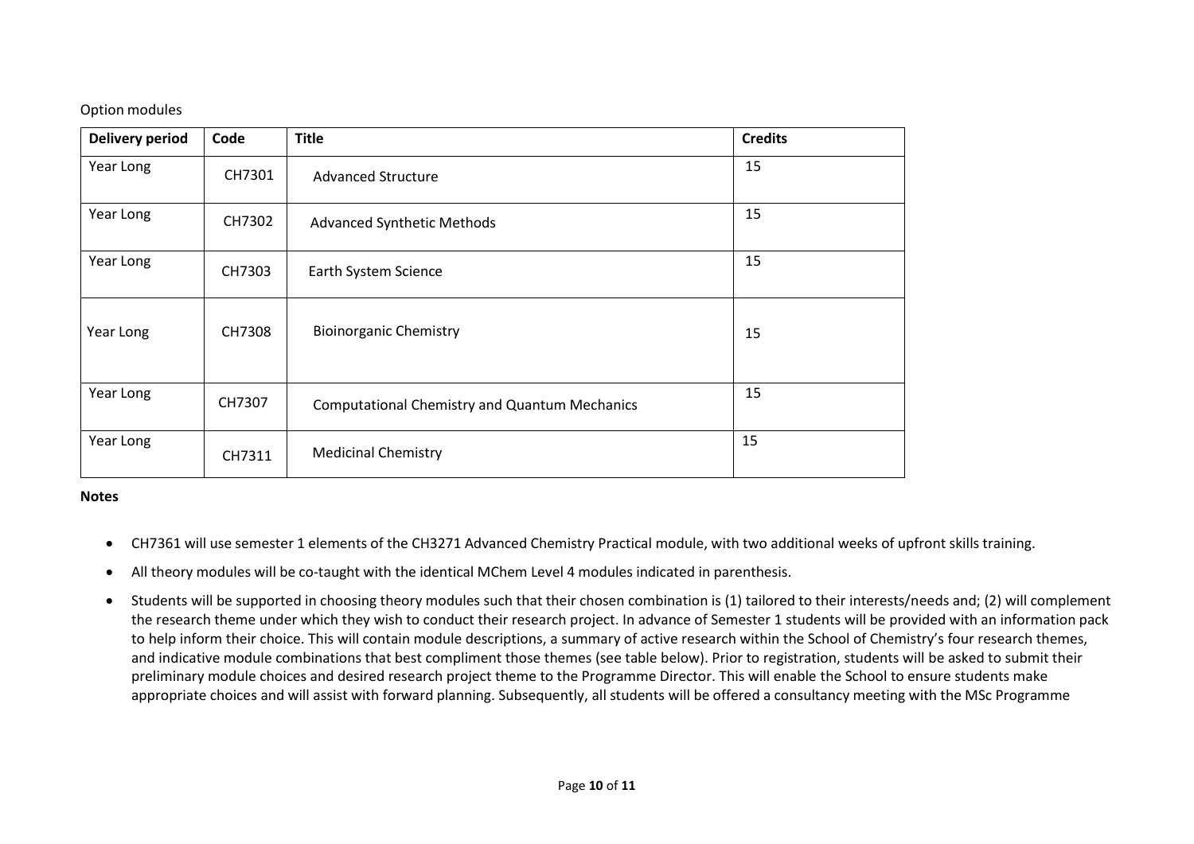Option modules

| Delivery period | Code | Title | Credits |
|---|---|---|---|
| Year Long | CH7301 | Advanced Structure | 15 |
| Year Long | CH7302 | Advanced Synthetic Methods | 15 |
| Year Long | CH7303 | Earth System Science | 15 |
| Year Long | CH7308 | Bioinorganic Chemistry | 15 |
| Year Long | CH7307 | Computational Chemistry and Quantum Mechanics | 15 |
| Year Long | CH7311 | Medicinal Chemistry | 15 |

**Notes**

- CH7361 will use semester 1 elements of the CH3271 Advanced Chemistry Practical module, with two additional weeks of upfront skills training.
- All theory modules will be co-taught with the identical MChem Level 4 modules indicated in parenthesis.
- Students will be supported in choosing theory modules such that their chosen combination is (1) tailored to their interests/needs and; (2) will complement the research theme under which they wish to conduct their research project. In advance of Semester 1 students will be provided with an information pack to help inform their choice. This will contain module descriptions, a summary of active research within the School of Chemistry's four research themes, and indicative module combinations that best compliment those themes (see table below). Prior to registration, students will be asked to submit their preliminary module choices and desired research project theme to the Programme Director. This will enable the School to ensure students make appropriate choices and will assist with forward planning. Subsequently, all students will be offered a consultancy meeting with the MSc Programme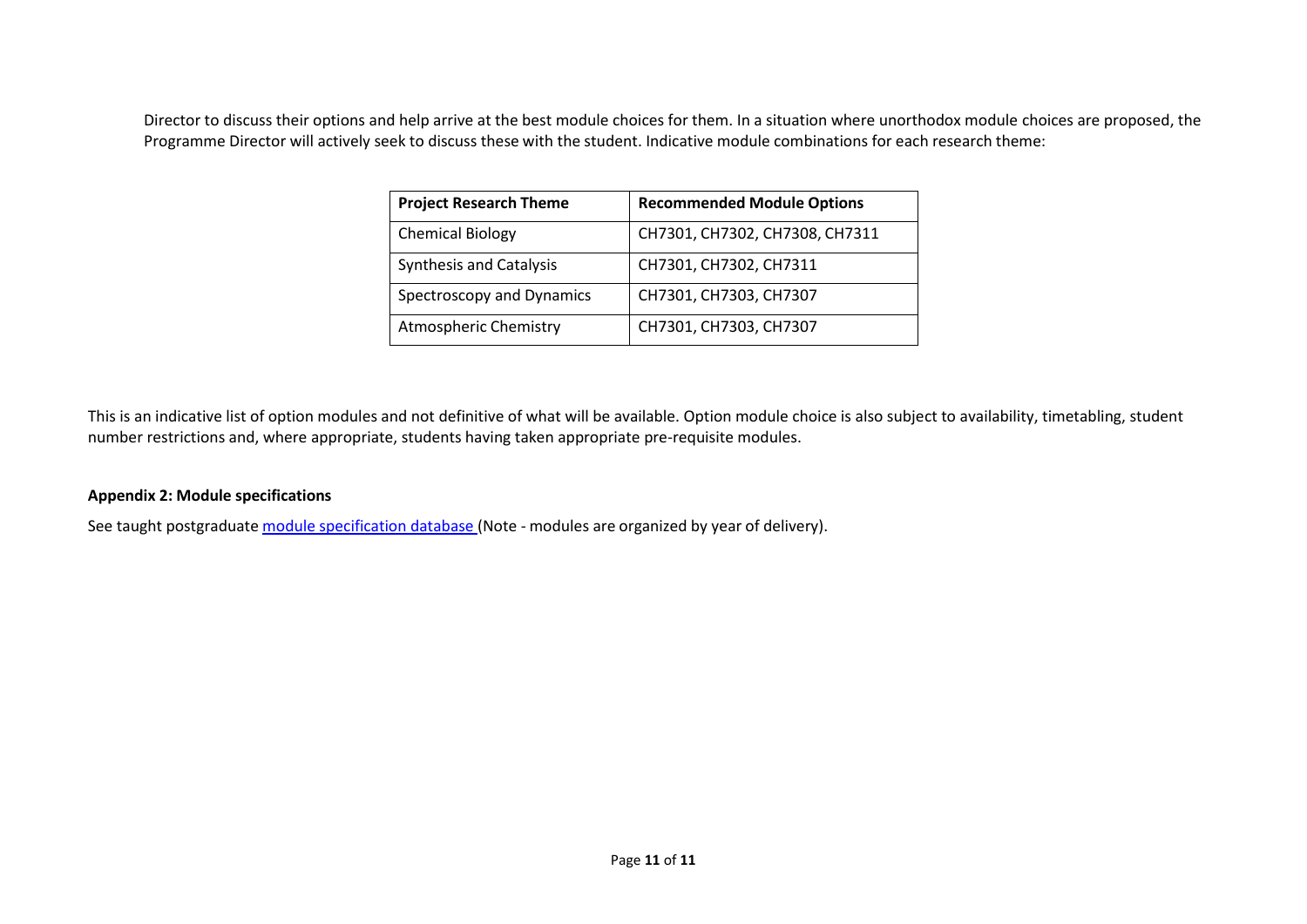Director to discuss their options and help arrive at the best module choices for them. In a situation where unorthodox module choices are proposed, the Programme Director will actively seek to discuss these with the student. Indicative module combinations for each research theme:

| **Project Research Theme** | **Recommended Module Options** |
| --- | --- |
| Chemical Biology | CH7301, CH7302, CH7308, CH7311 |
| Synthesis and Catalysis | CH7301, CH7302, CH7311 |
| Spectroscopy and Dynamics | CH7301, CH7303, CH7307 |
| Atmospheric Chemistry | CH7301, CH7303, CH7307 |

This is an indicative list of option modules and not definitive of what will be available. Option module choice is also subject to availability, timetabling, student number restrictions and, where appropriate, students having taken appropriate pre-requisite modules.

**Appendix 2: Module specifications**

See taught postgraduate module specification database (Note - modules are organized by year of delivery).